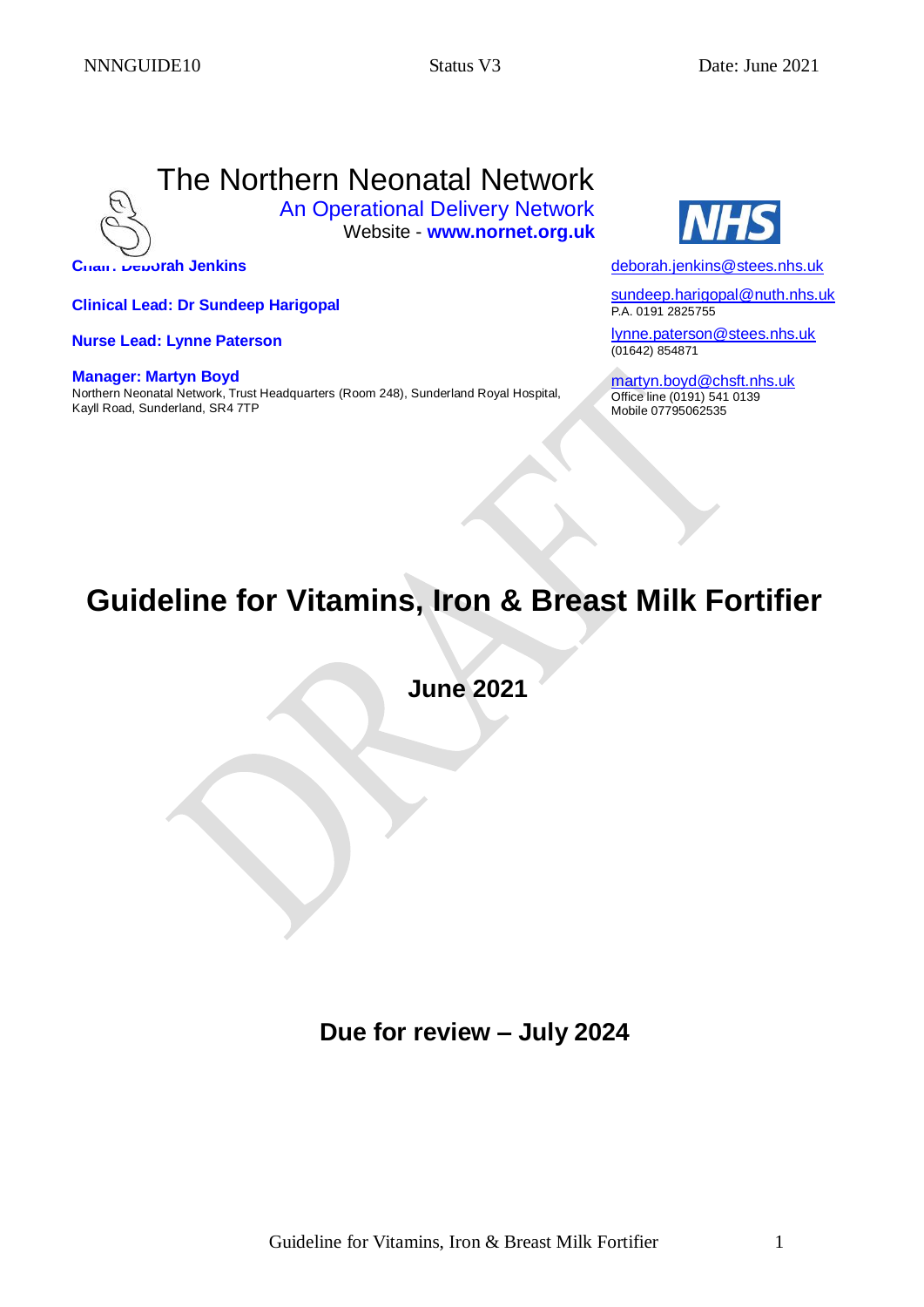# The Northern Neonatal Network

An Operational Delivery Network

Website - **www.nornet.org.uk**

**Chair: Deborah Jenkins** — deborah.jenkins@stees.nhs.uk

**Clinical Lead: Dr Sundeep Harigopal** — sundeep.harigopal@nuth.nhs.uk
P.A. 0191 2825755

**Nurse Lead: Lynne Paterson** — lynne.paterson@stees.nhs.uk
(01642) 854871

**Manager: Martyn Boyd** — martyn.boyd@chsft.nhs.uk
Office line (0191) 541 0139
Mobile 07795062535

Northern Neonatal Network, Trust Headquarters (Room 248), Sunderland Royal Hospital, Kayll Road, Sunderland, SR4 7TP

# Guideline for Vitamins, Iron & Breast Milk Fortifier

**June 2021**

**Due for review – July 2024**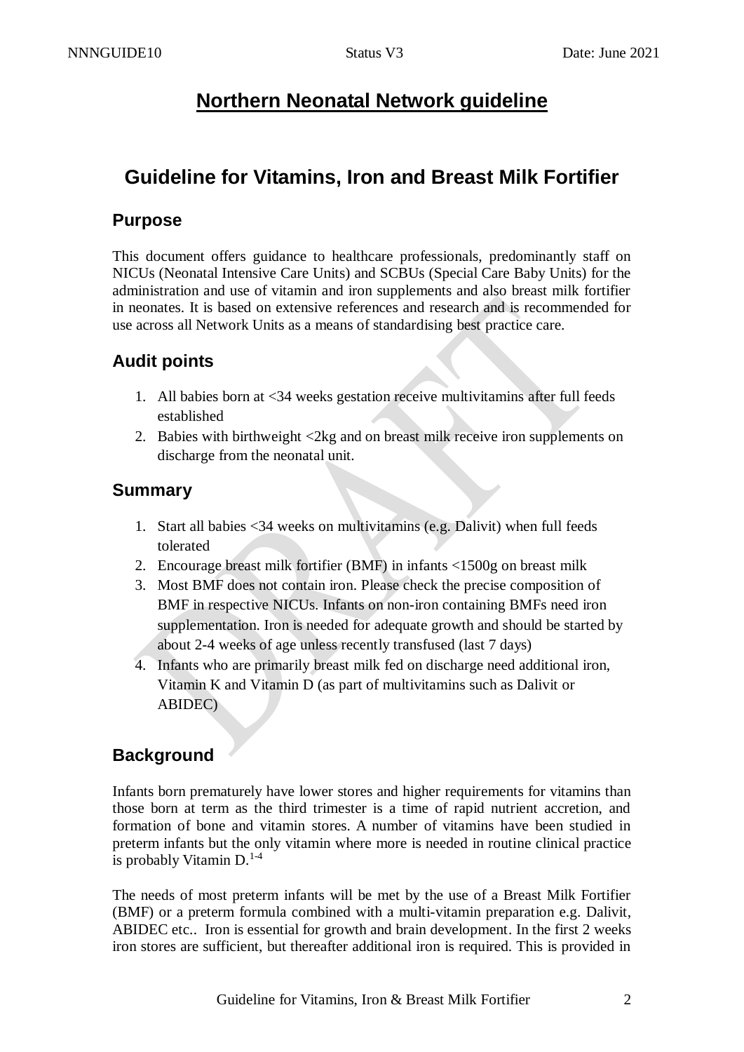# Northern Neonatal Network guideline

## Guideline for Vitamins, Iron and Breast Milk Fortifier

### Purpose

This document offers guidance to healthcare professionals, predominantly staff on NICUs (Neonatal Intensive Care Units) and SCBUs (Special Care Baby Units) for the administration and use of vitamin and iron supplements and also breast milk fortifier in neonates. It is based on extensive references and research and is recommended for use across all Network Units as a means of standardising best practice care.

### Audit points

1. All babies born at <34 weeks gestation receive multivitamins after full feeds established
2. Babies with birthweight <2kg and on breast milk receive iron supplements on discharge from the neonatal unit.

### Summary

1. Start all babies <34 weeks on multivitamins (e.g. Dalivit) when full feeds tolerated
2. Encourage breast milk fortifier (BMF) in infants <1500g on breast milk
3. Most BMF does not contain iron. Please check the precise composition of BMF in respective NICUs. Infants on non-iron containing BMFs need iron supplementation. Iron is needed for adequate growth and should be started by about 2-4 weeks of age unless recently transfused (last 7 days)
4. Infants who are primarily breast milk fed on discharge need additional iron, Vitamin K and Vitamin D (as part of multivitamins such as Dalivit or ABIDEC)

### Background

Infants born prematurely have lower stores and higher requirements for vitamins than those born at term as the third trimester is a time of rapid nutrient accretion, and formation of bone and vitamin stores. A number of vitamins have been studied in preterm infants but the only vitamin where more is needed in routine clinical practice is probably Vitamin D.[1-4]

The needs of most preterm infants will be met by the use of a Breast Milk Fortifier (BMF) or a preterm formula combined with a multi-vitamin preparation e.g. Dalivit, ABIDEC etc.. Iron is essential for growth and brain development. In the first 2 weeks iron stores are sufficient, but thereafter additional iron is required. This is provided in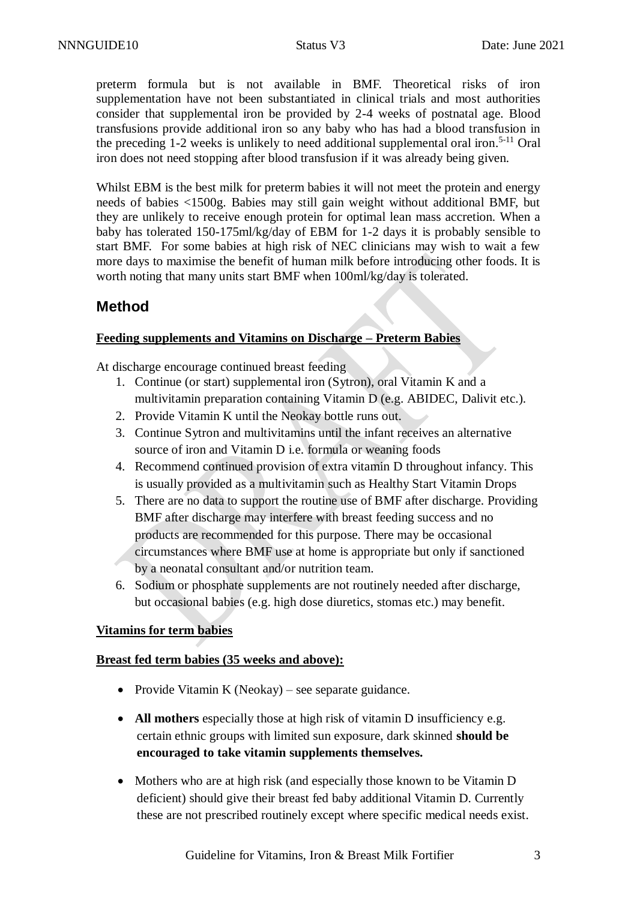preterm formula but is not available in BMF. Theoretical risks of iron supplementation have not been substantiated in clinical trials and most authorities consider that supplemental iron be provided by 2-4 weeks of postnatal age. Blood transfusions provide additional iron so any baby who has had a blood transfusion in the preceding 1-2 weeks is unlikely to need additional supplemental oral iron.[5-11] Oral iron does not need stopping after blood transfusion if it was already being given.

Whilst EBM is the best milk for preterm babies it will not meet the protein and energy needs of babies <1500g. Babies may still gain weight without additional BMF, but they are unlikely to receive enough protein for optimal lean mass accretion. When a baby has tolerated 150-175ml/kg/day of EBM for 1-2 days it is probably sensible to start BMF. For some babies at high risk of NEC clinicians may wish to wait a few more days to maximise the benefit of human milk before introducing other foods. It is worth noting that many units start BMF when 100ml/kg/day is tolerated.

## Method

**Feeding supplements and Vitamins on Discharge – Preterm Babies**

At discharge encourage continued breast feeding

1. Continue (or start) supplemental iron (Sytron), oral Vitamin K and a multivitamin preparation containing Vitamin D (e.g. ABIDEC, Dalivit etc.).
2. Provide Vitamin K until the Neokay bottle runs out.
3. Continue Sytron and multivitamins until the infant receives an alternative source of iron and Vitamin D i.e. formula or weaning foods
4. Recommend continued provision of extra vitamin D throughout infancy. This is usually provided as a multivitamin such as Healthy Start Vitamin Drops
5. There are no data to support the routine use of BMF after discharge. Providing BMF after discharge may interfere with breast feeding success and no products are recommended for this purpose. There may be occasional circumstances where BMF use at home is appropriate but only if sanctioned by a neonatal consultant and/or nutrition team.
6. Sodium or phosphate supplements are not routinely needed after discharge, but occasional babies (e.g. high dose diuretics, stomas etc.) may benefit.

**Vitamins for term babies**

**Breast fed term babies (35 weeks and above):**

- Provide Vitamin K (Neokay) – see separate guidance.
- **All mothers** especially those at high risk of vitamin D insufficiency e.g. certain ethnic groups with limited sun exposure, dark skinned **should be encouraged to take vitamin supplements themselves.**
- Mothers who are at high risk (and especially those known to be Vitamin D deficient) should give their breast fed baby additional Vitamin D. Currently these are not prescribed routinely except where specific medical needs exist.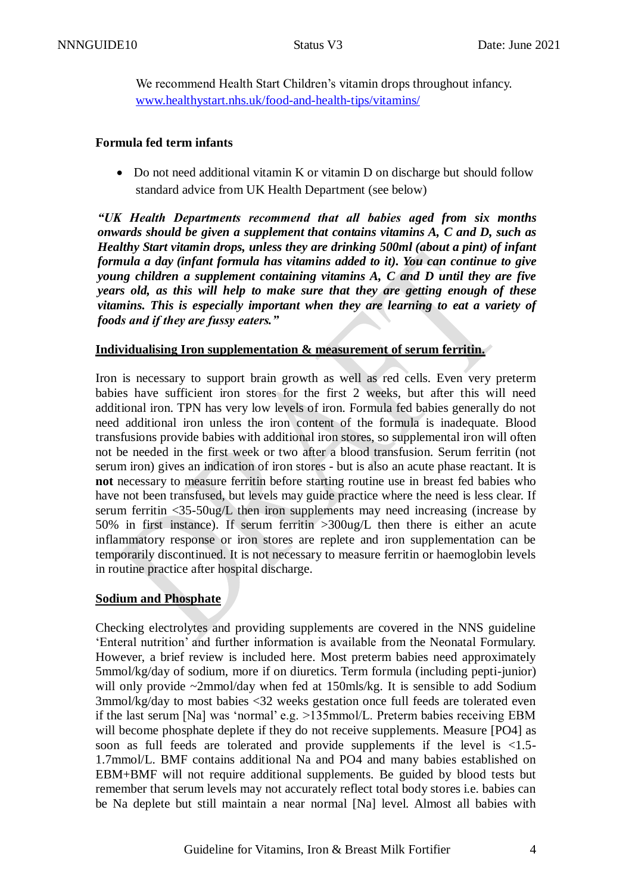We recommend Health Start Children's vitamin drops throughout infancy. www.healthystart.nhs.uk/food-and-health-tips/vitamins/

**Formula fed term infants**

- Do not need additional vitamin K or vitamin D on discharge but should follow standard advice from UK Health Department (see below)

***"UK Health Departments recommend that all babies aged from six months onwards should be given a supplement that contains vitamins A, C and D, such as Healthy Start vitamin drops, unless they are drinking 500ml (about a pint) of infant formula a day (infant formula has vitamins added to it). You can continue to give young children a supplement containing vitamins A, C and D until they are five years old, as this will help to make sure that they are getting enough of these vitamins. This is especially important when they are learning to eat a variety of foods and if they are fussy eaters."***

**Individualising Iron supplementation & measurement of serum ferritin.**

Iron is necessary to support brain growth as well as red cells. Even very preterm babies have sufficient iron stores for the first 2 weeks, but after this will need additional iron. TPN has very low levels of iron. Formula fed babies generally do not need additional iron unless the iron content of the formula is inadequate. Blood transfusions provide babies with additional iron stores, so supplemental iron will often not be needed in the first week or two after a blood transfusion. Serum ferritin (not serum iron) gives an indication of iron stores - but is also an acute phase reactant. It is **not** necessary to measure ferritin before starting routine use in breast fed babies who have not been transfused, but levels may guide practice where the need is less clear. If serum ferritin <35-50ug/L then iron supplements may need increasing (increase by 50% in first instance). If serum ferritin >300ug/L then there is either an acute inflammatory response or iron stores are replete and iron supplementation can be temporarily discontinued. It is not necessary to measure ferritin or haemoglobin levels in routine practice after hospital discharge.

**Sodium and Phosphate**

Checking electrolytes and providing supplements are covered in the NNS guideline 'Enteral nutrition' and further information is available from the Neonatal Formulary. However, a brief review is included here. Most preterm babies need approximately 5mmol/kg/day of sodium, more if on diuretics. Term formula (including pepti-junior) will only provide ~2mmol/day when fed at 150mls/kg. It is sensible to add Sodium 3mmol/kg/day to most babies <32 weeks gestation once full feeds are tolerated even if the last serum [Na] was 'normal' e.g. >135mmol/L. Preterm babies receiving EBM will become phosphate deplete if they do not receive supplements. Measure [PO4] as soon as full feeds are tolerated and provide supplements if the level is <1.5-1.7mmol/L. BMF contains additional Na and PO4 and many babies established on EBM+BMF will not require additional supplements. Be guided by blood tests but remember that serum levels may not accurately reflect total body stores i.e. babies can be Na deplete but still maintain a near normal [Na] level. Almost all babies with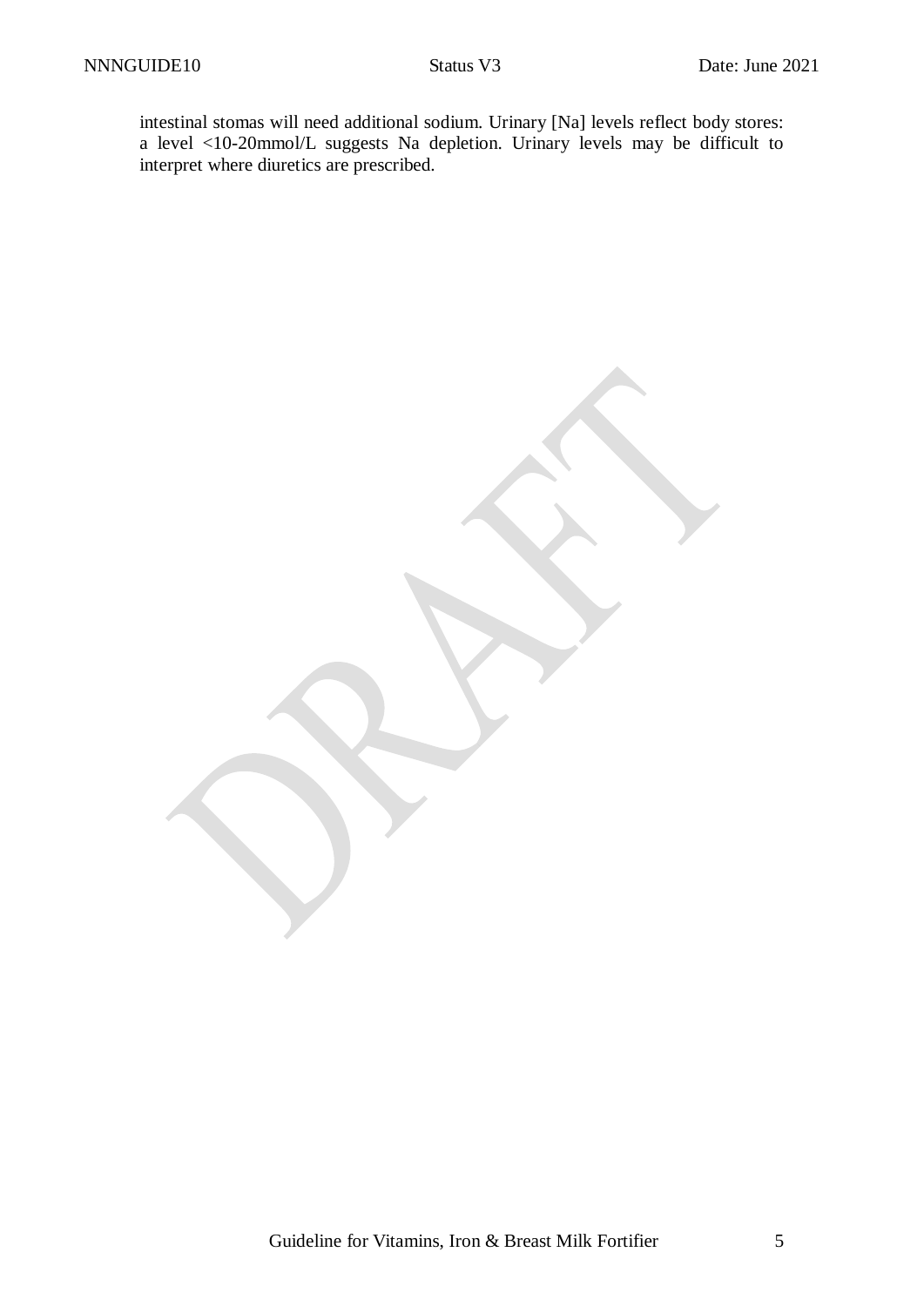intestinal stomas will need additional sodium. Urinary [Na] levels reflect body stores: a level <10-20mmol/L suggests Na depletion. Urinary levels may be difficult to interpret where diuretics are prescribed.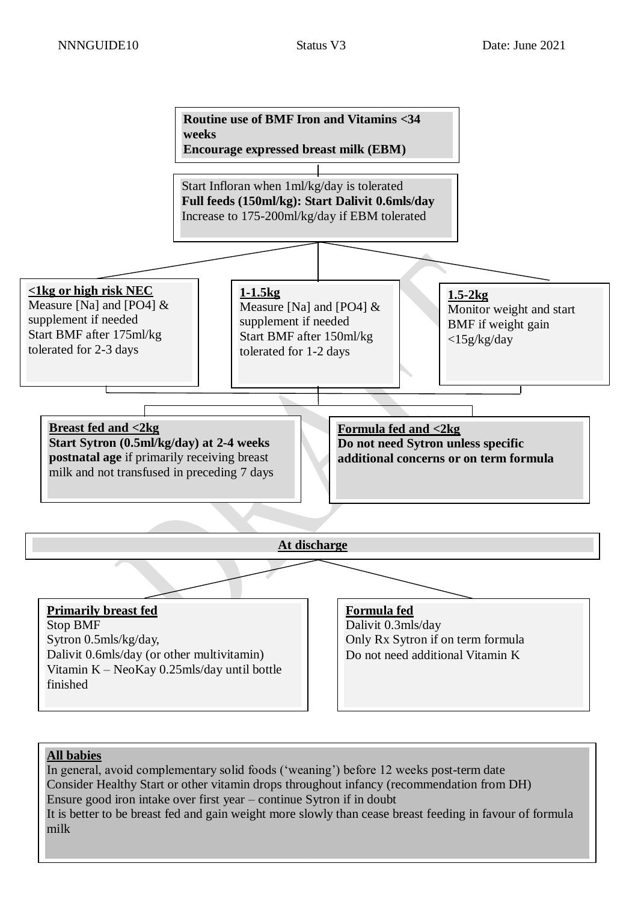**Routine use of BMF Iron and Vitamins <34 weeks**
**Encourage expressed breast milk (EBM)**

Start Infloran when 1ml/kg/day is tolerated
**Full feeds (150ml/kg): Start Dalivit 0.6mls/day**
Increase to 175-200ml/kg/day if EBM tolerated

**<1kg or high risk NEC**
Measure [Na] and [PO4] & supplement if needed
Start BMF after 175ml/kg tolerated for 2-3 days

**1-1.5kg**
Measure [Na] and [PO4] & supplement if needed
Start BMF after 150ml/kg tolerated for 1-2 days

**1.5-2kg**
Monitor weight and start BMF if weight gain <15g/kg/day

**Breast fed and <2kg**
**Start Sytron (0.5ml/kg/day) at 2-4 weeks postnatal age** if primarily receiving breast milk and not transfused in preceding 7 days

**Formula fed and <2kg**
**Do not need Sytron unless specific additional concerns or on term formula**

## At discharge

**Primarily breast fed**
Stop BMF
Sytron 0.5mls/kg/day,
Dalivit 0.6mls/day (or other multivitamin)
Vitamin K – NeoKay 0.25mls/day until bottle finished

**Formula fed**
Dalivit 0.3mls/day
Only Rx Sytron if on term formula
Do not need additional Vitamin K

**All babies**
In general, avoid complementary solid foods ('weaning') before 12 weeks post-term date
Consider Healthy Start or other vitamin drops throughout infancy (recommendation from DH)
Ensure good iron intake over first year – continue Sytron if in doubt
It is better to be breast fed and gain weight more slowly than cease breast feeding in favour of formula milk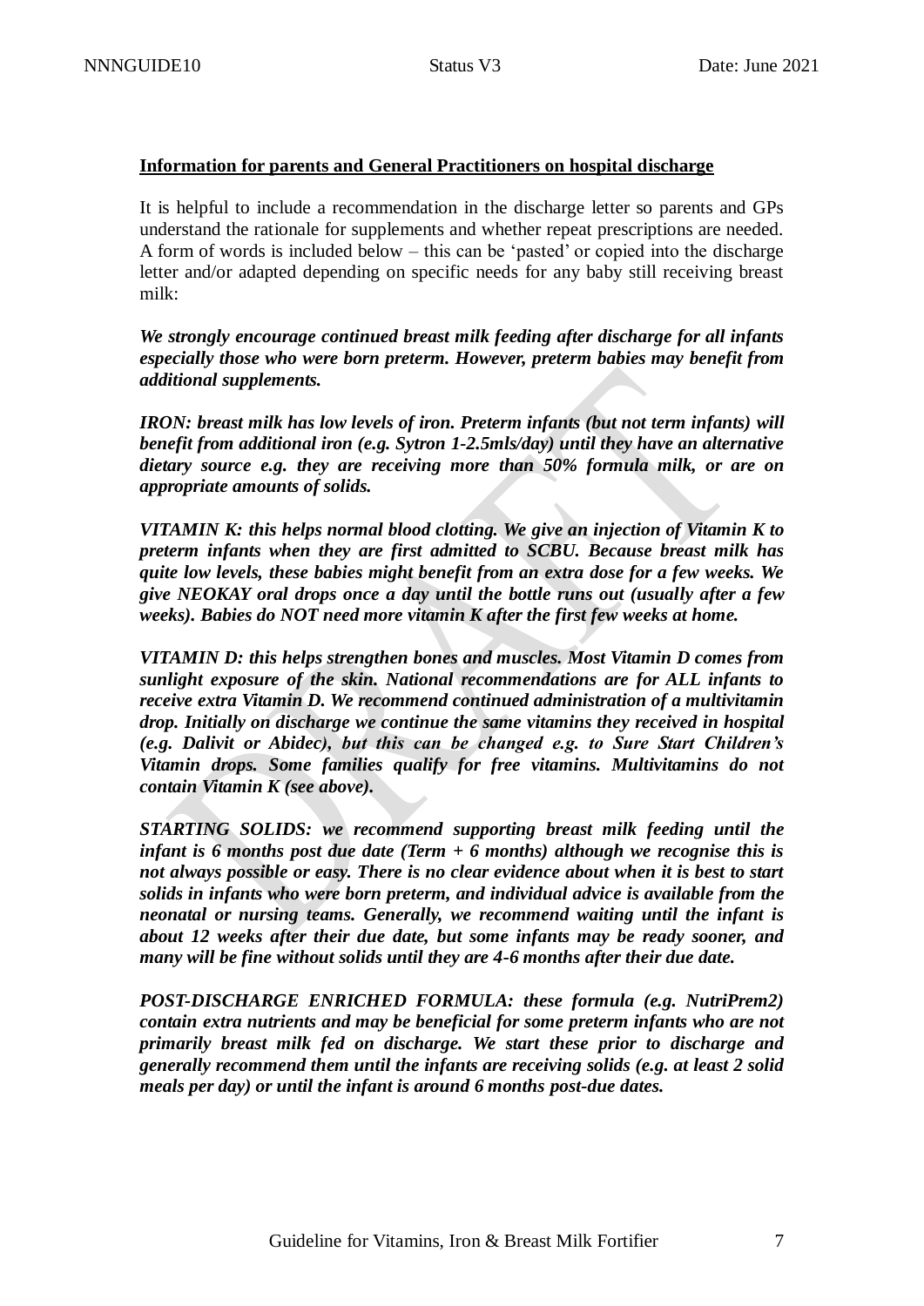**Information for parents and General Practitioners on hospital discharge**

It is helpful to include a recommendation in the discharge letter so parents and GPs understand the rationale for supplements and whether repeat prescriptions are needed. A form of words is included below – this can be 'pasted' or copied into the discharge letter and/or adapted depending on specific needs for any baby still receiving breast milk:

***We strongly encourage continued breast milk feeding after discharge for all infants especially those who were born preterm. However, preterm babies may benefit from additional supplements.***

***IRON: breast milk has low levels of iron. Preterm infants (but not term infants) will benefit from additional iron (e.g. Sytron 1-2.5mls/day) until they have an alternative dietary source e.g. they are receiving more than 50% formula milk, or are on appropriate amounts of solids.***

***VITAMIN K: this helps normal blood clotting. We give an injection of Vitamin K to preterm infants when they are first admitted to SCBU. Because breast milk has quite low levels, these babies might benefit from an extra dose for a few weeks. We give NEOKAY oral drops once a day until the bottle runs out (usually after a few weeks). Babies do NOT need more vitamin K after the first few weeks at home.***

***VITAMIN D: this helps strengthen bones and muscles. Most Vitamin D comes from sunlight exposure of the skin. National recommendations are for ALL infants to receive extra Vitamin D. We recommend continued administration of a multivitamin drop. Initially on discharge we continue the same vitamins they received in hospital (e.g. Dalivit or Abidec), but this can be changed e.g. to Sure Start Children's Vitamin drops. Some families qualify for free vitamins. Multivitamins do not contain Vitamin K (see above).***

***STARTING SOLIDS: we recommend supporting breast milk feeding until the infant is 6 months post due date (Term + 6 months) although we recognise this is not always possible or easy. There is no clear evidence about when it is best to start solids in infants who were born preterm, and individual advice is available from the neonatal or nursing teams. Generally, we recommend waiting until the infant is about 12 weeks after their due date, but some infants may be ready sooner, and many will be fine without solids until they are 4-6 months after their due date.***

***POST-DISCHARGE ENRICHED FORMULA: these formula (e.g. NutriPrem2) contain extra nutrients and may be beneficial for some preterm infants who are not primarily breast milk fed on discharge. We start these prior to discharge and generally recommend them until the infants are receiving solids (e.g. at least 2 solid meals per day) or until the infant is around 6 months post-due dates.***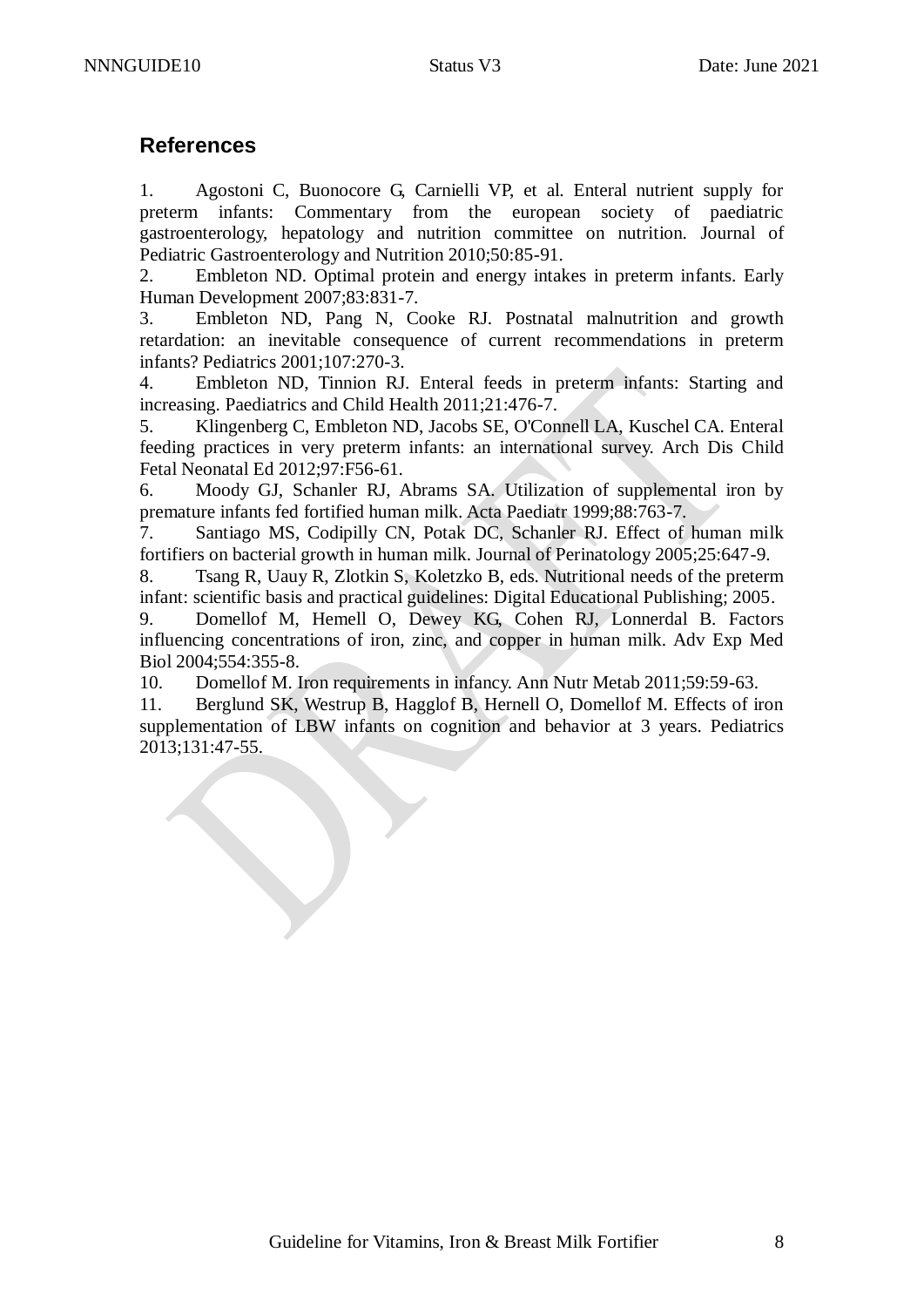## References

1. Agostoni C, Buonocore G, Carnielli VP, et al. Enteral nutrient supply for preterm infants: Commentary from the european society of paediatric gastroenterology, hepatology and nutrition committee on nutrition. Journal of Pediatric Gastroenterology and Nutrition 2010;50:85-91.
2. Embleton ND. Optimal protein and energy intakes in preterm infants. Early Human Development 2007;83:831-7.
3. Embleton ND, Pang N, Cooke RJ. Postnatal malnutrition and growth retardation: an inevitable consequence of current recommendations in preterm infants? Pediatrics 2001;107:270-3.
4. Embleton ND, Tinnion RJ. Enteral feeds in preterm infants: Starting and increasing. Paediatrics and Child Health 2011;21:476-7.
5. Klingenberg C, Embleton ND, Jacobs SE, O'Connell LA, Kuschel CA. Enteral feeding practices in very preterm infants: an international survey. Arch Dis Child Fetal Neonatal Ed 2012;97:F56-61.
6. Moody GJ, Schanler RJ, Abrams SA. Utilization of supplemental iron by premature infants fed fortified human milk. Acta Paediatr 1999;88:763-7.
7. Santiago MS, Codipilly CN, Potak DC, Schanler RJ. Effect of human milk fortifiers on bacterial growth in human milk. Journal of Perinatology 2005;25:647-9.
8. Tsang R, Uauy R, Zlotkin S, Koletzko B, eds. Nutritional needs of the preterm infant: scientific basis and practical guidelines: Digital Educational Publishing; 2005.
9. Domellof M, Hemell O, Dewey KG, Cohen RJ, Lonnerdal B. Factors influencing concentrations of iron, zinc, and copper in human milk. Adv Exp Med Biol 2004;554:355-8.
10. Domellof M. Iron requirements in infancy. Ann Nutr Metab 2011;59:59-63.
11. Berglund SK, Westrup B, Hagglof B, Hernell O, Domellof M. Effects of iron supplementation of LBW infants on cognition and behavior at 3 years. Pediatrics 2013;131:47-55.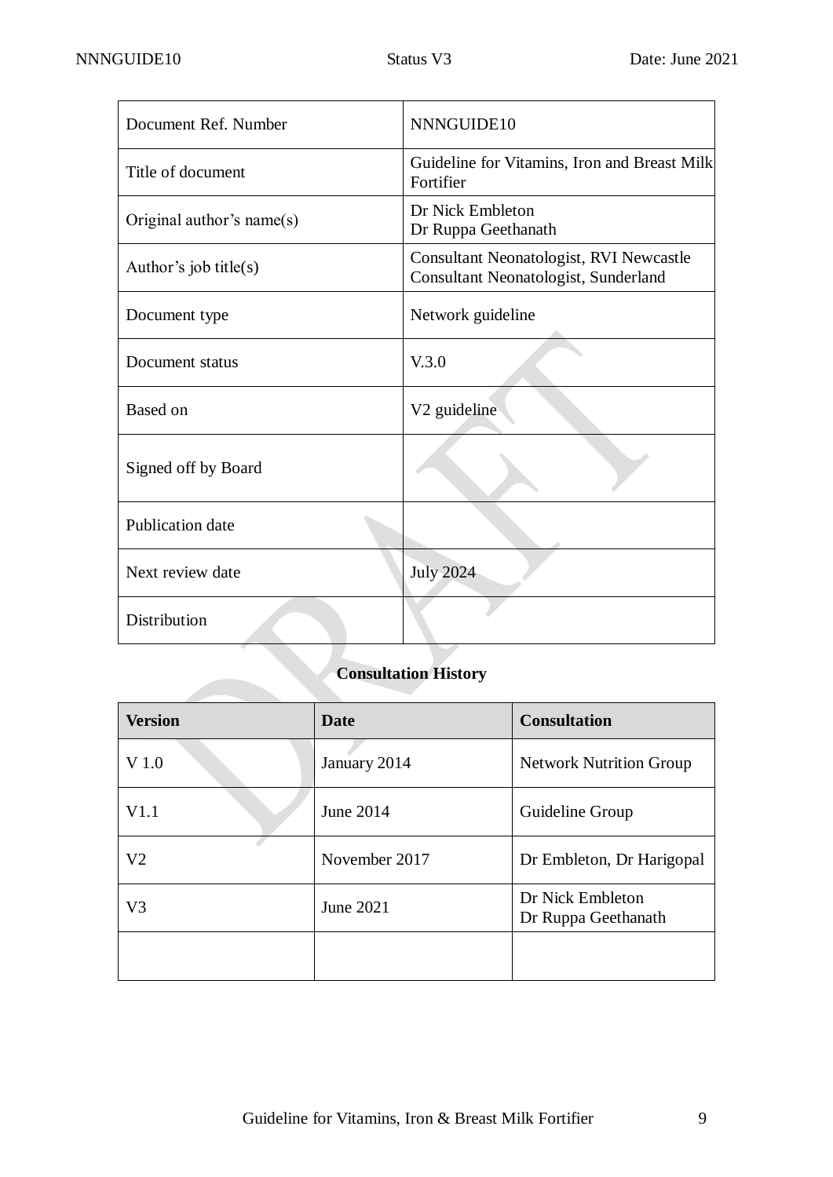| | |
|---|---|
| Document Ref. Number | NNNGUIDE10 |
| Title of document | Guideline for Vitamins, Iron and Breast Milk Fortifier |
| Original author's name(s) | Dr Nick Embleton<br>Dr Ruppa Geethanath |
| Author's job title(s) | Consultant Neonatologist, RVI Newcastle<br>Consultant Neonatologist, Sunderland |
| Document type | Network guideline |
| Document status | V.3.0 |
| Based on | V2 guideline |
| Signed off by Board | |
| Publication date | |
| Next review date | July 2024 |
| Distribution | |

**Consultation History**

| Version | Date | Consultation |
|---|---|---|
| V 1.0 | January 2014 | Network Nutrition Group |
| V1.1 | June 2014 | Guideline Group |
| V2 | November 2017 | Dr Embleton, Dr Harigopal |
| V3 | June 2021 | Dr Nick Embleton<br>Dr Ruppa Geethanath |
| | | |